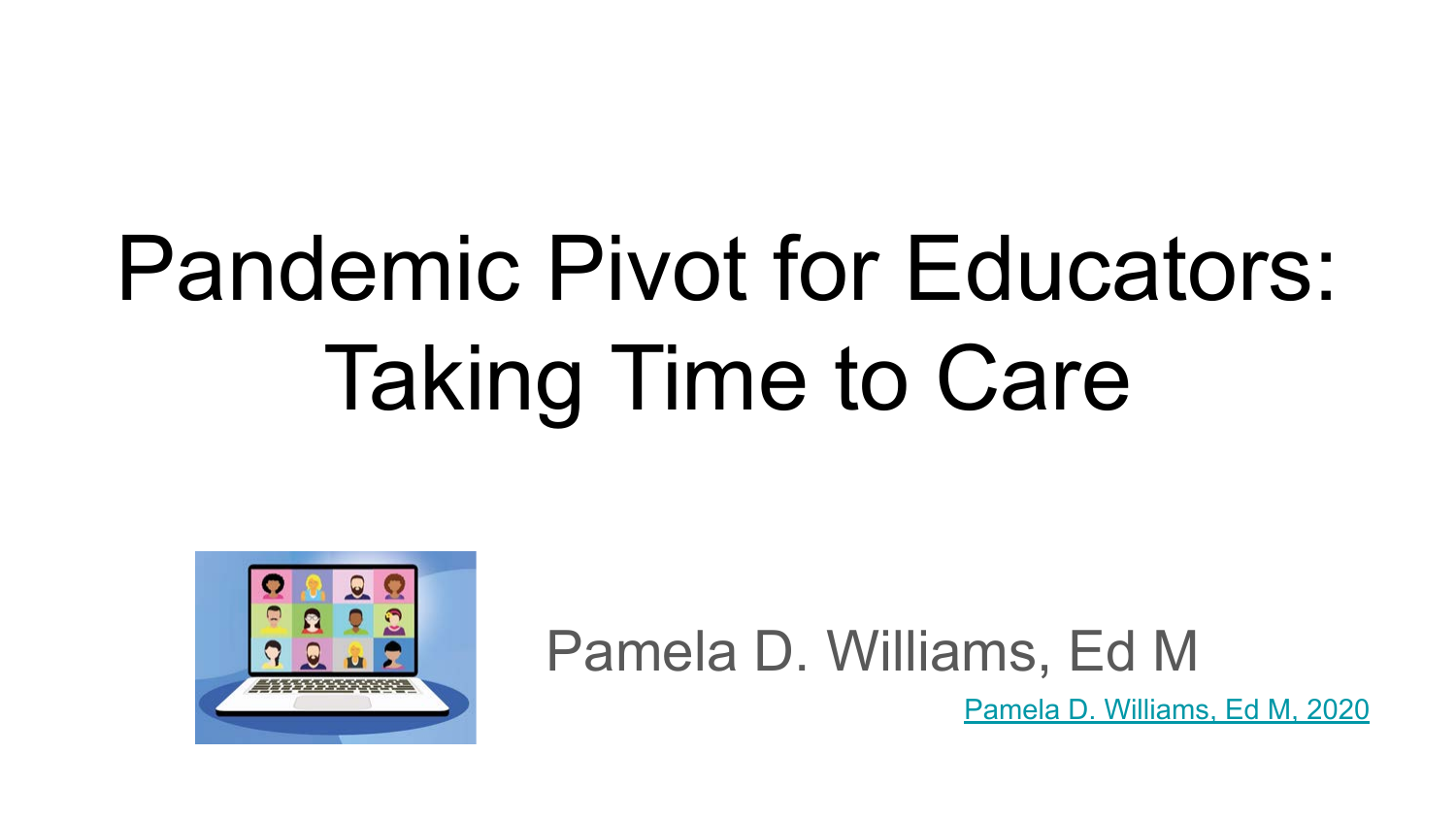# Pandemic Pivot for Educators: Taking Time to Care

Pamela D. Williams, Ed M

Pamela D. Williams, Ed M, 2020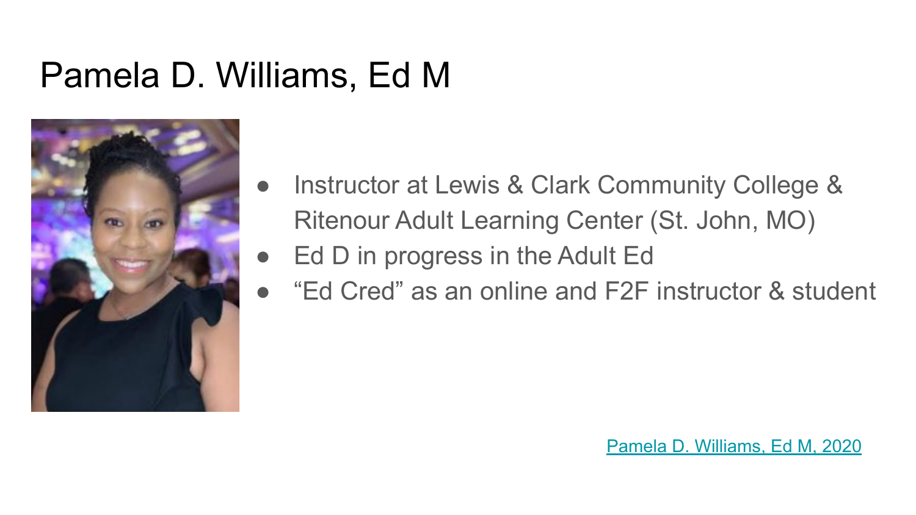# Pamela D. Williams, Ed M

- Instructor at Lewis & Clark Community College & Ritenour Adult Learning Center (St. John, MO)
- Ed D in progress in the Adult Ed
- "Ed Cred" as an online and F2F instructor & student

Pamela D. Williams, Ed M, 2020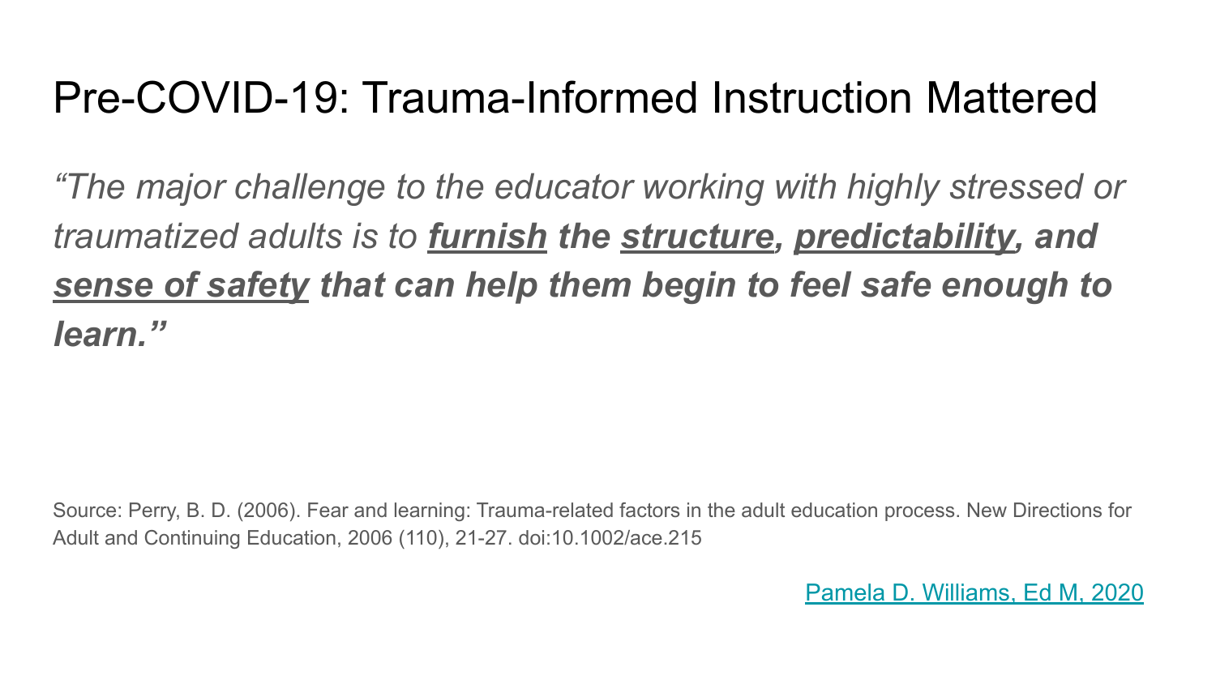# Pre-COVID-19: Trauma-Informed Instruction Mattered

*"The major challenge to the educator working with highly stressed or traumatized adults is to* ***furnish the structure, predictability, and sense of safety that can help them begin to feel safe enough to learn."***

Source: Perry, B. D. (2006). Fear and learning: Trauma-related factors in the adult education process. New Directions for Adult and Continuing Education, 2006 (110), 21-27. doi:10.1002/ace.215

Pamela D. Williams, Ed M, 2020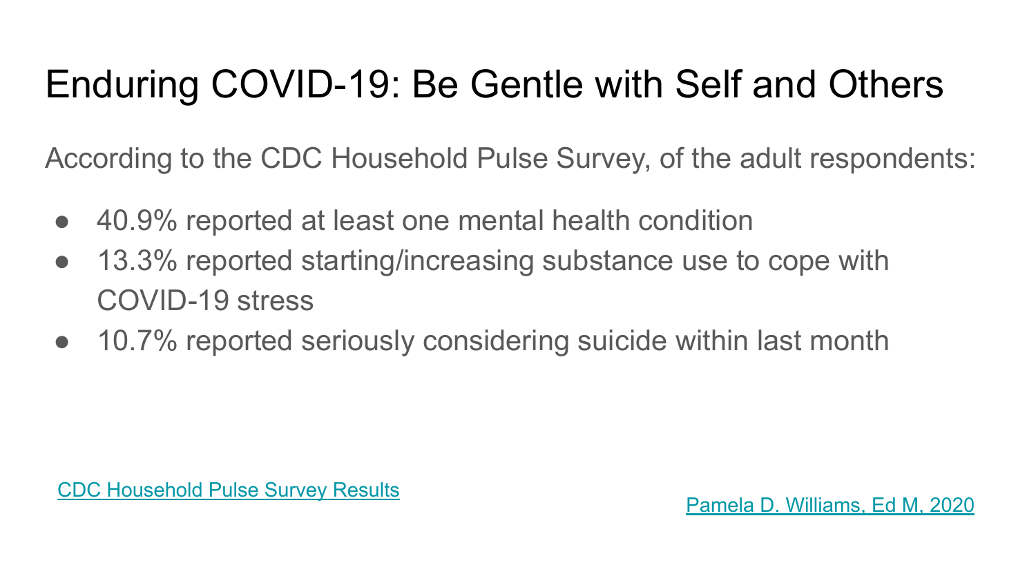# Enduring COVID-19: Be Gentle with Self and Others

According to the CDC Household Pulse Survey, of the adult respondents:

- 40.9% reported at least one mental health condition
- 13.3% reported starting/increasing substance use to cope with COVID-19 stress
- 10.7% reported seriously considering suicide within last month

CDC Household Pulse Survey Results

Pamela D. Williams, Ed M, 2020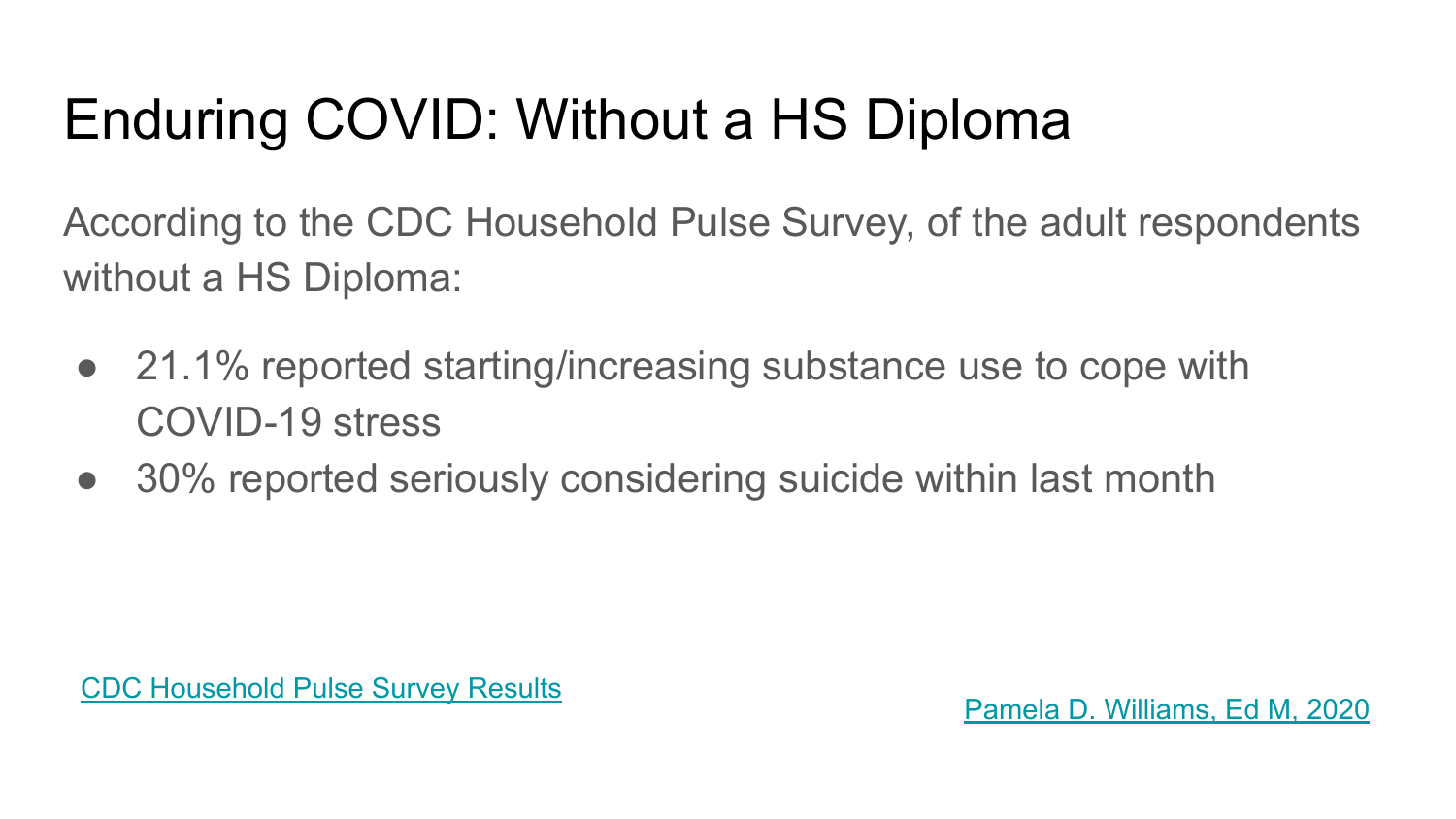# Enduring COVID: Without a HS Diploma

According to the CDC Household Pulse Survey, of the adult respondents without a HS Diploma:

- 21.1% reported starting/increasing substance use to cope with COVID-19 stress
- 30% reported seriously considering suicide within last month

CDC Household Pulse Survey Results

Pamela D. Williams, Ed M, 2020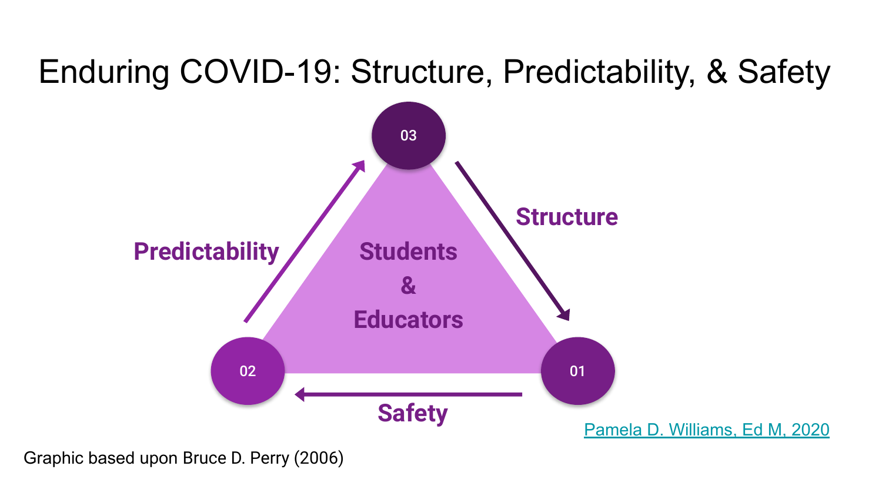# Enduring COVID-19: Structure, Predictability, & Safety

03

Structure

01

Safety

02

Predictability

Students & Educators

[Pamela D. Williams, Ed M, 2020]

Graphic based upon Bruce D. Perry (2006)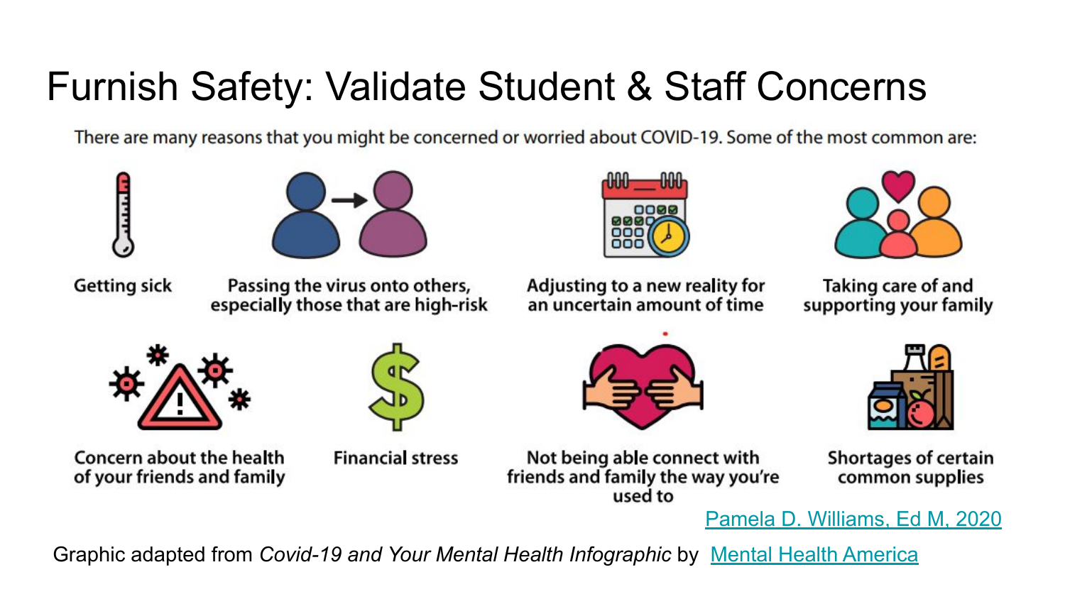# Furnish Safety: Validate Student & Staff Concerns

There are many reasons that you might be concerned or worried about COVID-19. Some of the most common are:

- Getting sick
- Passing the virus onto others, especially those that are high-risk
- Adjusting to a new reality for an uncertain amount of time
- Taking care of and supporting your family
- Concern about the health of your friends and family
- Financial stress
- Not being able connect with friends and family the way you're used to
- Shortages of certain common supplies

[Pamela D. Williams, Ed M, 2020](#)

Graphic adapted from *Covid-19 and Your Mental Health Infographic* by [Mental Health America](#)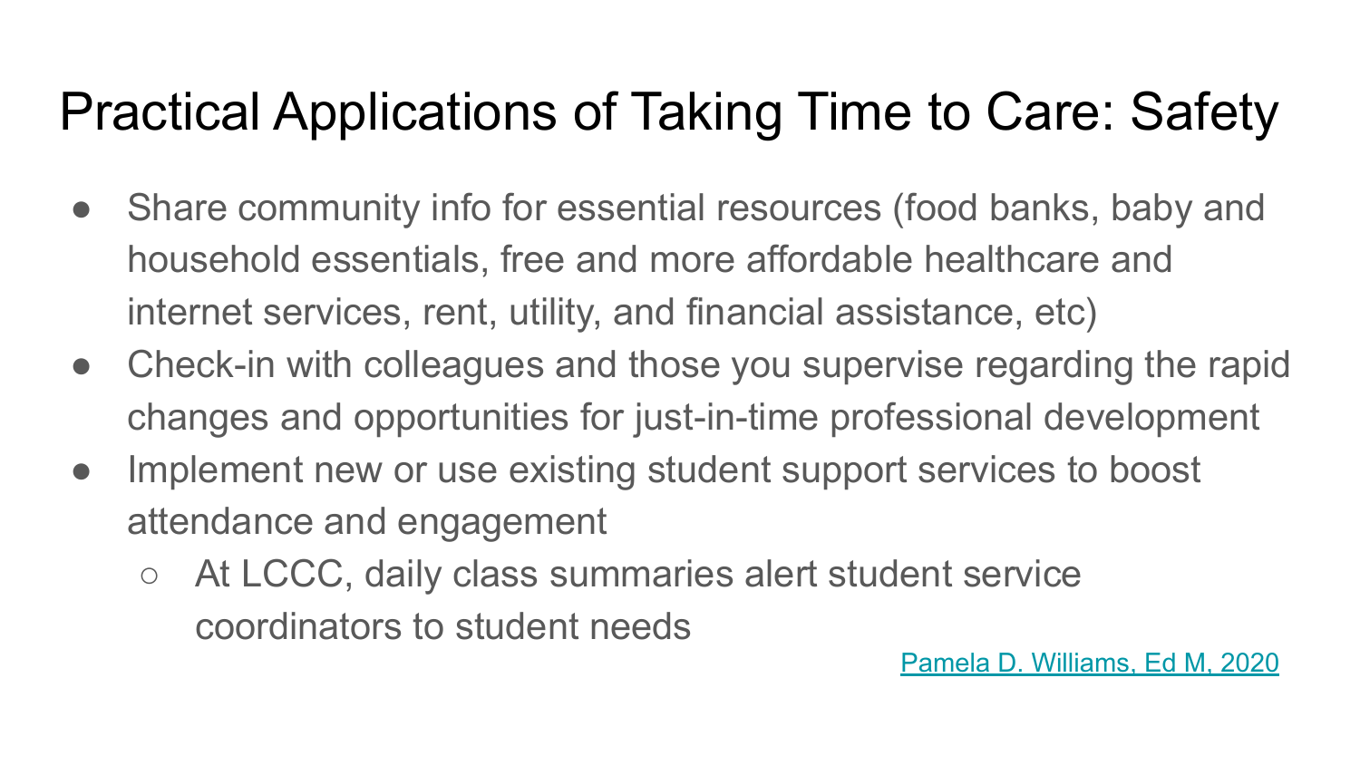# Practical Applications of Taking Time to Care: Safety

- Share community info for essential resources (food banks, baby and household essentials, free and more affordable healthcare and internet services, rent, utility, and financial assistance, etc)
- Check-in with colleagues and those you supervise regarding the rapid changes and opportunities for just-in-time professional development
- Implement new or use existing student support services to boost attendance and engagement
  - At LCCC, daily class summaries alert student service coordinators to student needs

Pamela D. Williams, Ed M, 2020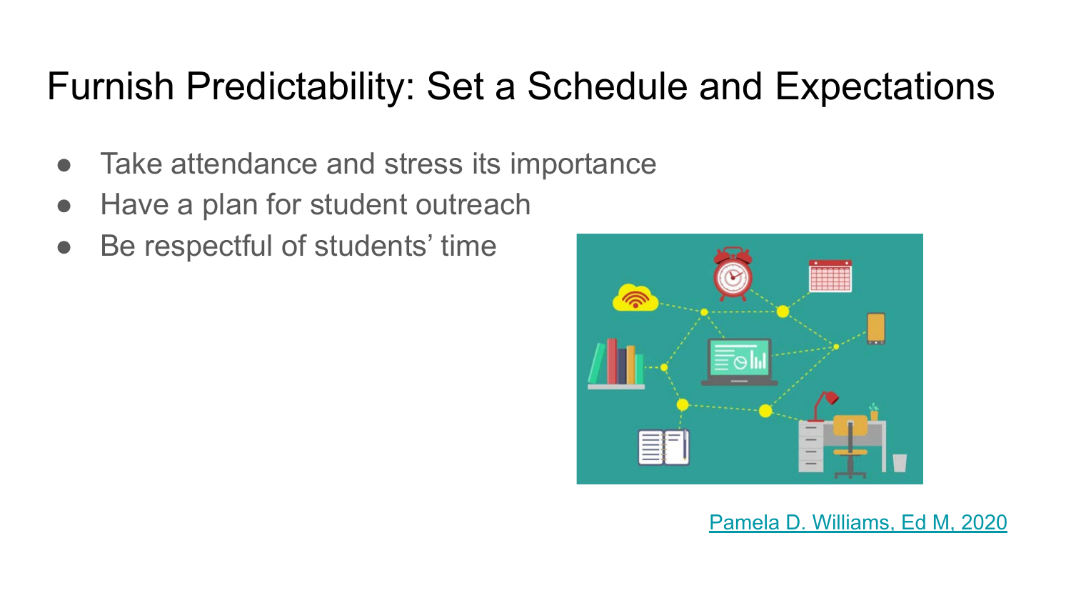# Furnish Predictability: Set a Schedule and Expectations

- Take attendance and stress its importance
- Have a plan for student outreach
- Be respectful of students' time

Pamela D. Williams, Ed M, 2020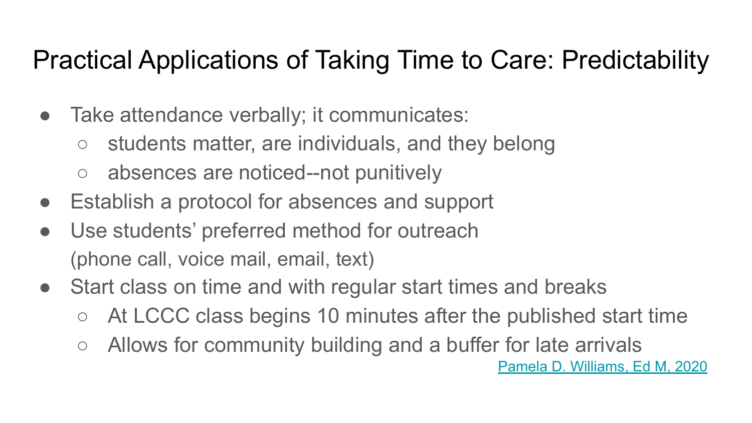# Practical Applications of Taking Time to Care: Predictability

- Take attendance verbally; it communicates:
  - students matter, are individuals, and they belong
  - absences are noticed--not punitively
- Establish a protocol for absences and support
- Use students' preferred method for outreach (phone call, voice mail, email, text)
- Start class on time and with regular start times and breaks
  - At LCCC class begins 10 minutes after the published start time
  - Allows for community building and a buffer for late arrivals

Pamela D. Williams, Ed M, 2020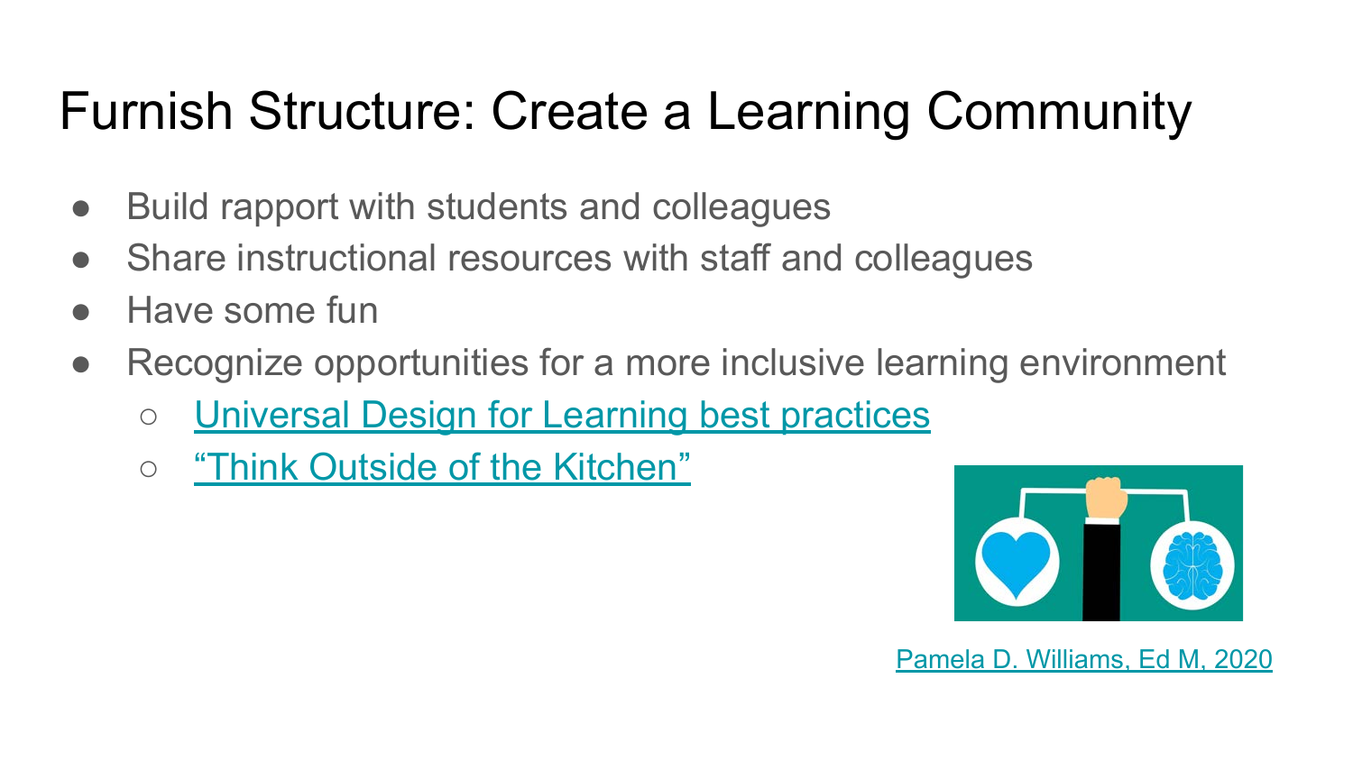# Furnish Structure: Create a Learning Community

- Build rapport with students and colleagues
- Share instructional resources with staff and colleagues
- Have some fun
- Recognize opportunities for a more inclusive learning environment
  - Universal Design for Learning best practices
  - "Think Outside of the Kitchen"

Pamela D. Williams, Ed M, 2020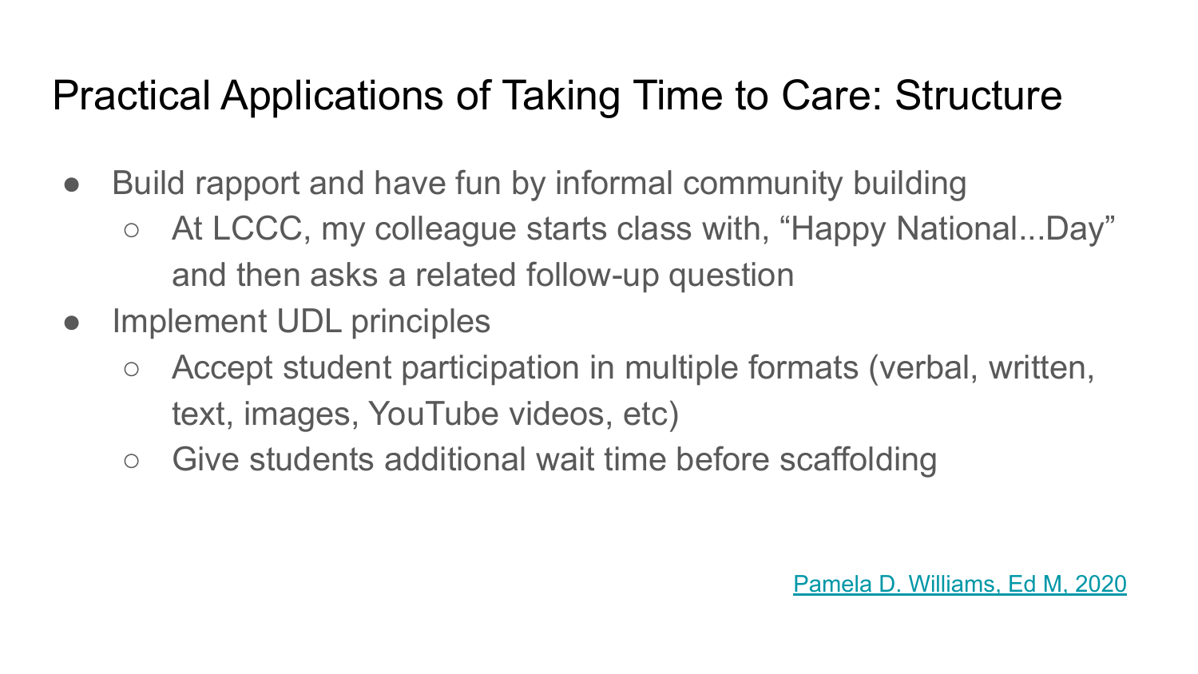# Practical Applications of Taking Time to Care: Structure

- Build rapport and have fun by informal community building
  - At LCCC, my colleague starts class with, "Happy National...Day" and then asks a related follow-up question
- Implement UDL principles
  - Accept student participation in multiple formats (verbal, written, text, images, YouTube videos, etc)
  - Give students additional wait time before scaffolding

Pamela D. Williams, Ed M, 2020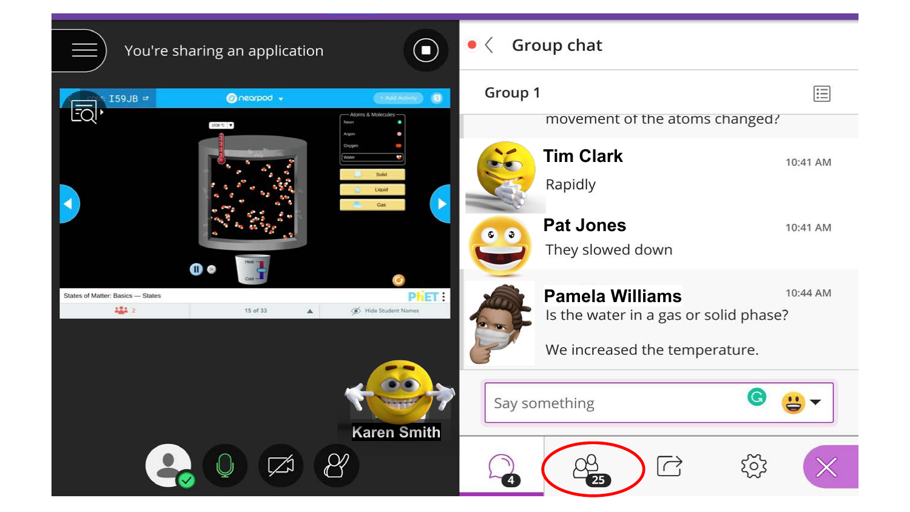You're sharing an application

I59JB

nearpod

States of Matter: Basics — States

15 of 33

Hide Student Names

Karen Smith

Group chat

Group 1

movement of the atoms changed?

**Tim Clark** 10:41 AM

Rapidly

**Pat Jones** 10:41 AM

They slowed down

**Pamela Williams** 10:44 AM

Is the water in a gas or solid phase?

We increased the temperature.

Say something

4

25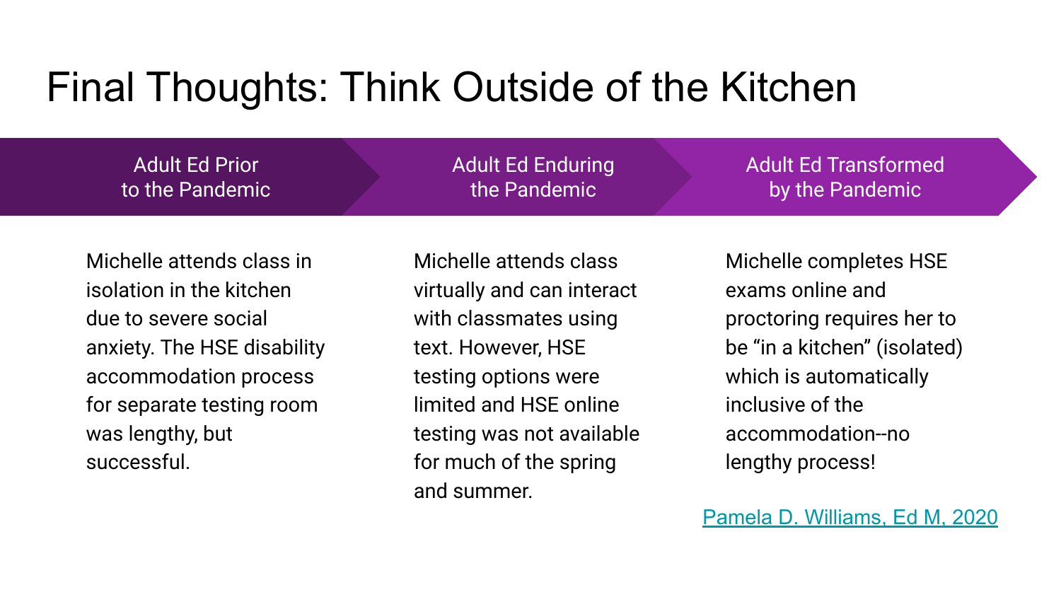# Final Thoughts: Think Outside of the Kitchen

| Adult Ed Prior to the Pandemic | Adult Ed Enduring the Pandemic | Adult Ed Transformed by the Pandemic |
| --- | --- | --- |
| Michelle attends class in isolation in the kitchen due to severe social anxiety. The HSE disability accommodation process for separate testing room was lengthy, but successful. | Michelle attends class virtually and can interact with classmates using text. However, HSE testing options were limited and HSE online testing was not available for much of the spring and summer. | Michelle completes HSE exams online and proctoring requires her to be "in a kitchen" (isolated) which is automatically inclusive of the accommodation--no lengthy process! |

Pamela D. Williams, Ed M, 2020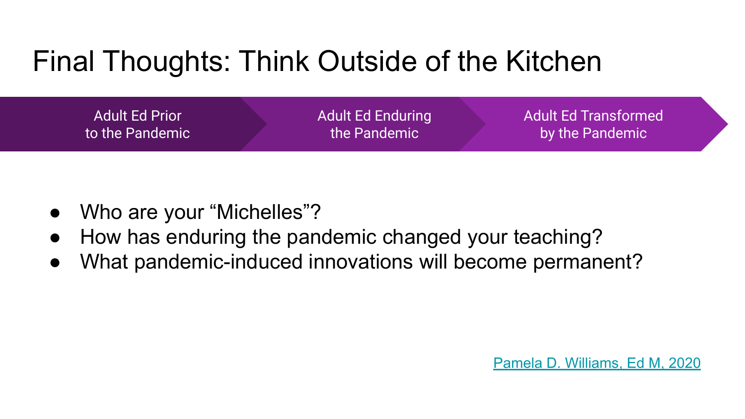# Final Thoughts: Think Outside of the Kitchen

Adult Ed Prior to the Pandemic → Adult Ed Enduring the Pandemic → Adult Ed Transformed by the Pandemic

- Who are your "Michelles"?
- How has enduring the pandemic changed your teaching?
- What pandemic-induced innovations will become permanent?

Pamela D. Williams, Ed M, 2020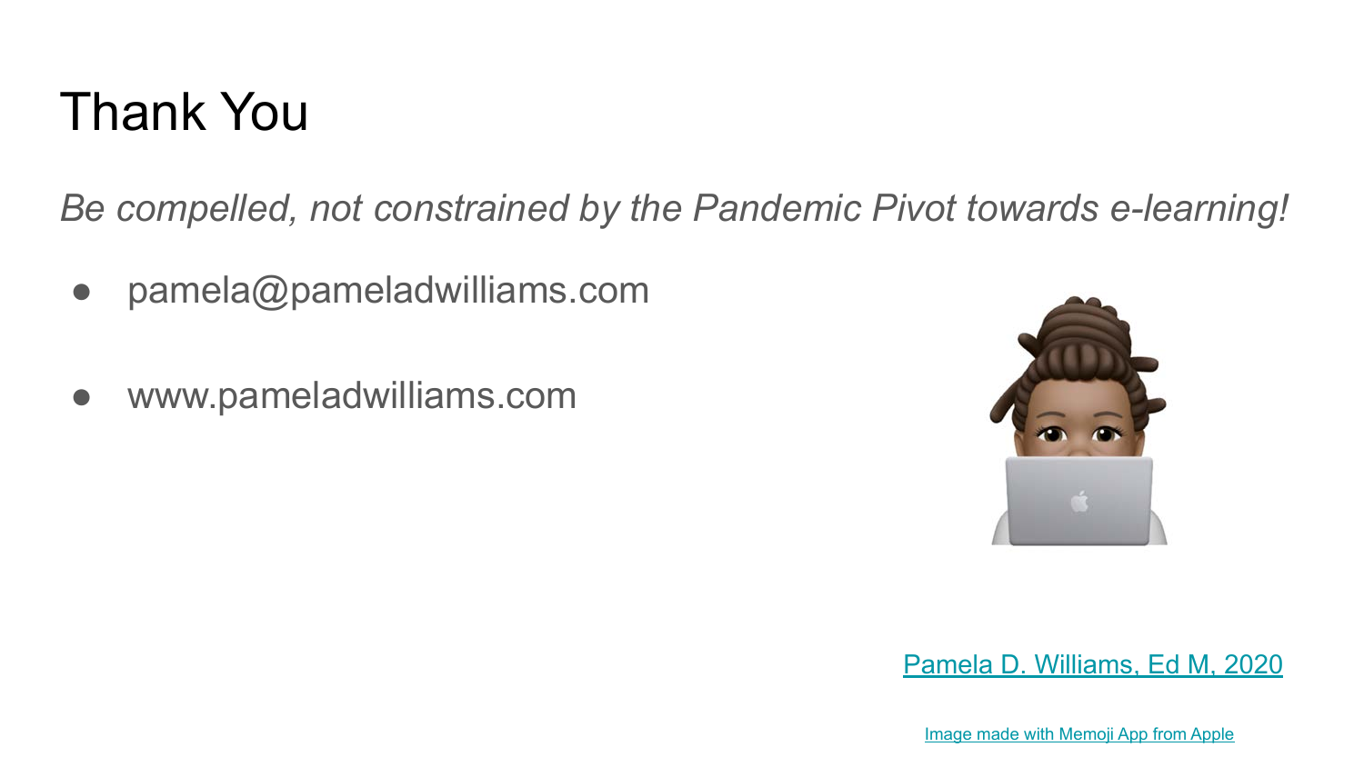# Thank You

*Be compelled, not constrained by the Pandemic Pivot towards e-learning!*

- pamela@pameladwilliams.com
- www.pameladwilliams.com

Pamela D. Williams, Ed M, 2020

Image made with Memoji App from Apple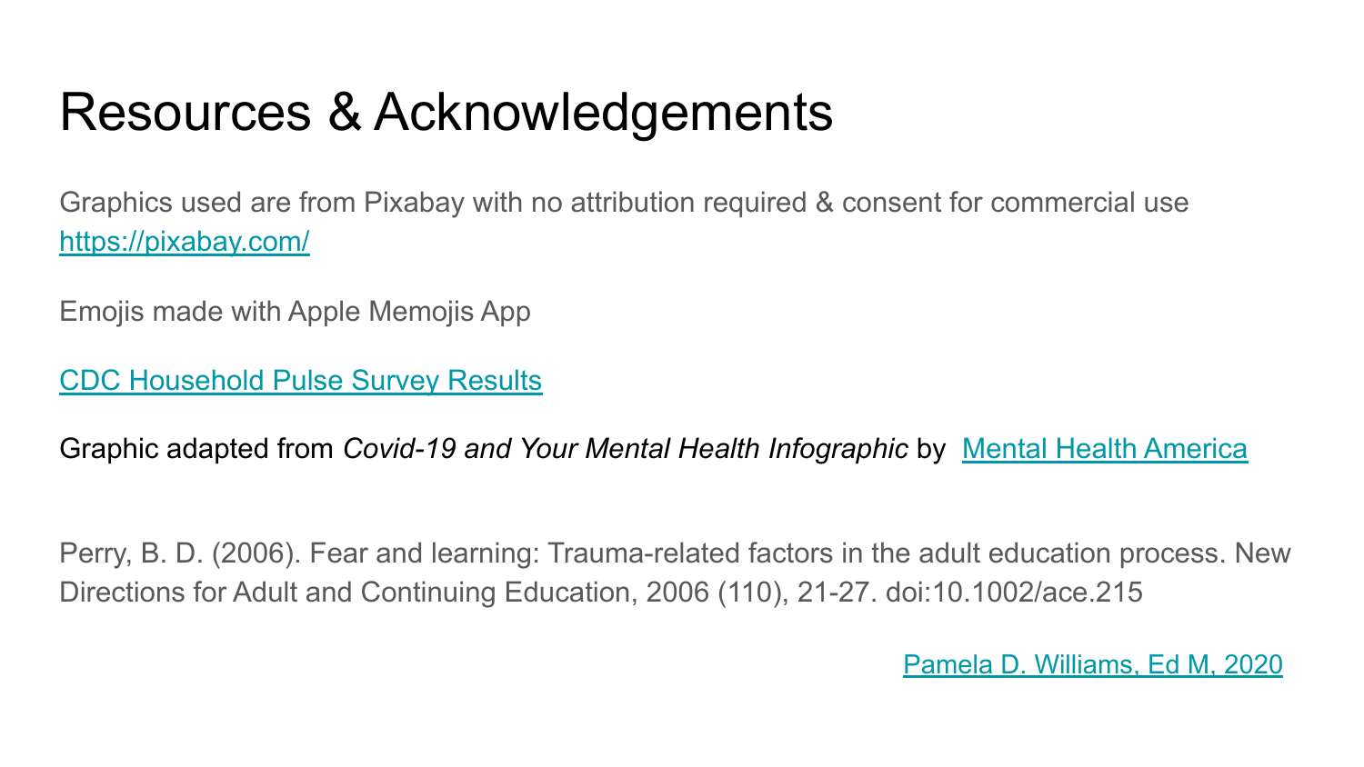# Resources & Acknowledgements

Graphics used are from Pixabay with no attribution required & consent for commercial use
https://pixabay.com/

Emojis made with Apple Memojis App

CDC Household Pulse Survey Results

Graphic adapted from *Covid-19 and Your Mental Health Infographic* by Mental Health America

Perry, B. D. (2006). Fear and learning: Trauma-related factors in the adult education process. New Directions for Adult and Continuing Education, 2006 (110), 21-27. doi:10.1002/ace.215

Pamela D. Williams, Ed M, 2020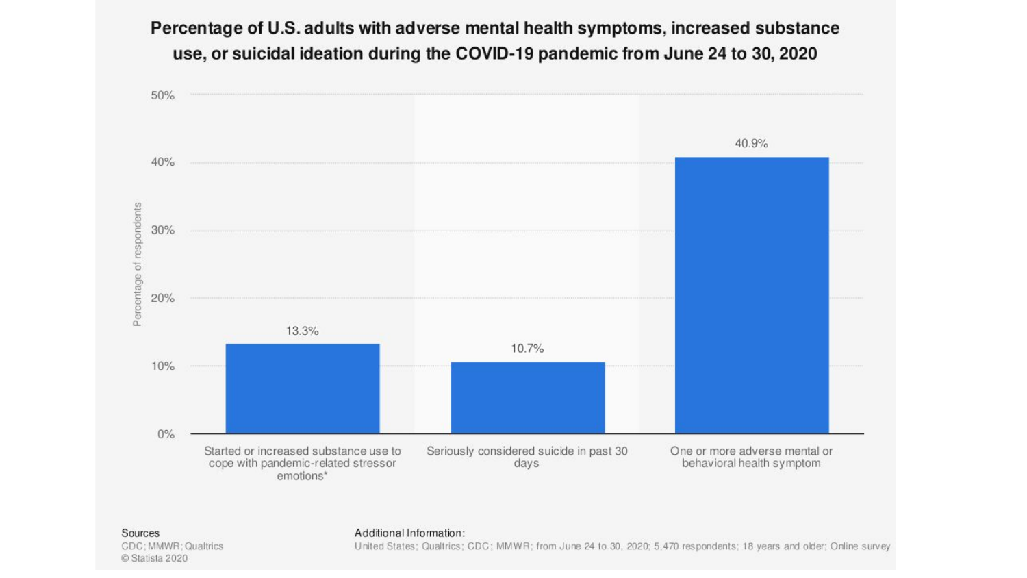## Percentage of U.S. adults with adverse mental health symptoms, increased substance use, or suicidal ideation during the COVID-19 pandemic from June 24 to 30, 2020

| Category | Percentage of respondents |
| --- | --- |
| Started or increased substance use to cope with pandemic-related stressor emotions* | 13.3% |
| Seriously considered suicide in past 30 days | 10.7% |
| One or more adverse mental or behavioral health symptom | 40.9% |

Sources
CDC; MMWR; Qualtrics
© Statista 2020

Additional Information:
United States; Qualtrics; CDC; MMWR; from June 24 to 30, 2020; 5,470 respondents; 18 years and older; Online survey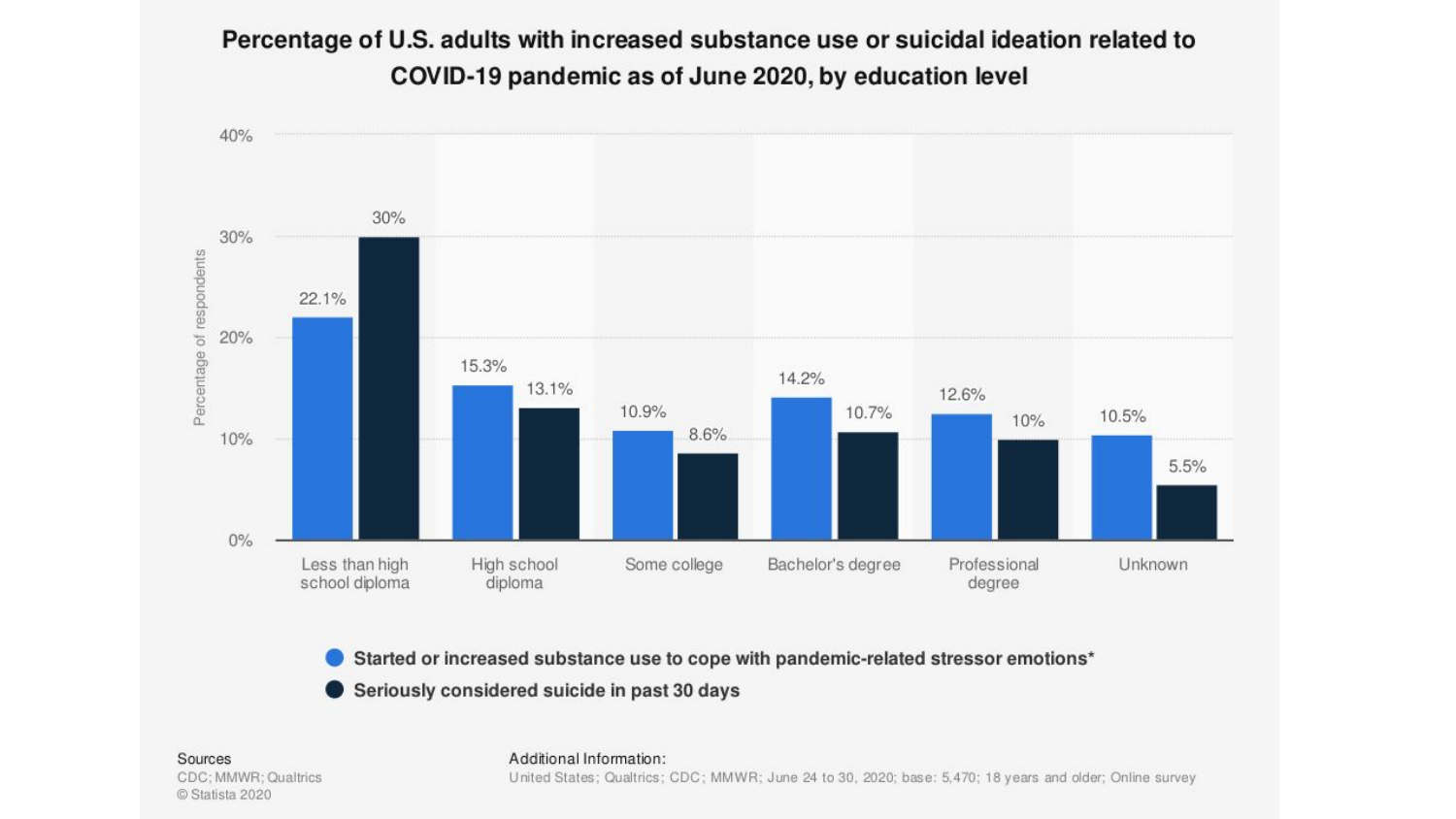# Percentage of U.S. adults with increased substance use or suicidal ideation related to COVID-19 pandemic as of June 2020, by education level

40%
30%
20%
10%
0%

Percentage of respondents

Less than high school diploma: 22.1%, 30%

High school diploma: 15.3%, 13.1%

Some college: 10.9%, 8.6%

Bachelor's degree: 14.2%, 10.7%

Professional degree: 12.6%, 10%

Unknown: 10.5%, 5.5%

- Started or increased substance use to cope with pandemic-related stressor emotions*
- Seriously considered suicide in past 30 days

Sources
CDC; MMWR; Qualtrics
© Statista 2020

Additional Information:
United States; Qualtrics; CDC; MMWR; June 24 to 30, 2020; base: 5,470; 18 years and older; Online survey